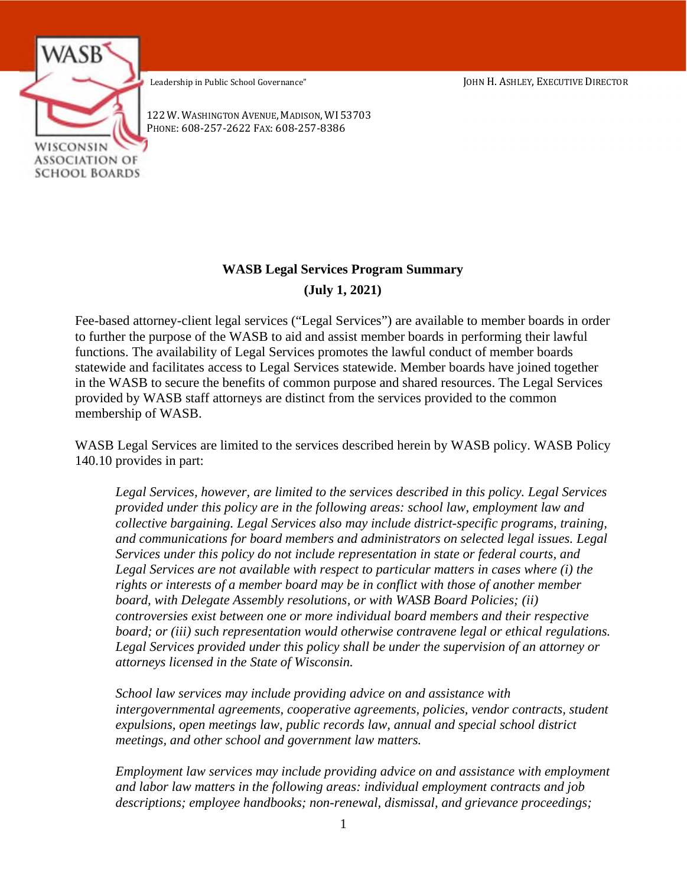WISCONSIN ASSOCIATION OF SCHOOL BOARDS

Leadership in Public School Governance"

JOHN H. ASHLEY, EXECUTIVE DIRECTOR

122 W. WASHINGTON AVENUE, MADISON, WI 53703
PHONE: 608-257-2622 FAX: 608-257-8386

**WASB Legal Services Program Summary**

**(July 1, 2021)**

Fee-based attorney-client legal services ("Legal Services") are available to member boards in order to further the purpose of the WASB to aid and assist member boards in performing their lawful functions. The availability of Legal Services promotes the lawful conduct of member boards statewide and facilitates access to Legal Services statewide. Member boards have joined together in the WASB to secure the benefits of common purpose and shared resources. The Legal Services provided by WASB staff attorneys are distinct from the services provided to the common membership of WASB.

WASB Legal Services are limited to the services described herein by WASB policy. WASB Policy 140.10 provides in part:

> *Legal Services, however, are limited to the services described in this policy. Legal Services provided under this policy are in the following areas: school law, employment law and collective bargaining. Legal Services also may include district-specific programs, training, and communications for board members and administrators on selected legal issues. Legal Services under this policy do not include representation in state or federal courts, and Legal Services are not available with respect to particular matters in cases where (i) the rights or interests of a member board may be in conflict with those of another member board, with Delegate Assembly resolutions, or with WASB Board Policies; (ii) controversies exist between one or more individual board members and their respective board; or (iii) such representation would otherwise contravene legal or ethical regulations. Legal Services provided under this policy shall be under the supervision of an attorney or attorneys licensed in the State of Wisconsin.*
>
> *School law services may include providing advice on and assistance with intergovernmental agreements, cooperative agreements, policies, vendor contracts, student expulsions, open meetings law, public records law, annual and special school district meetings, and other school and government law matters.*
>
> *Employment law services may include providing advice on and assistance with employment and labor law matters in the following areas: individual employment contracts and job descriptions; employee handbooks; non-renewal, dismissal, and grievance proceedings;*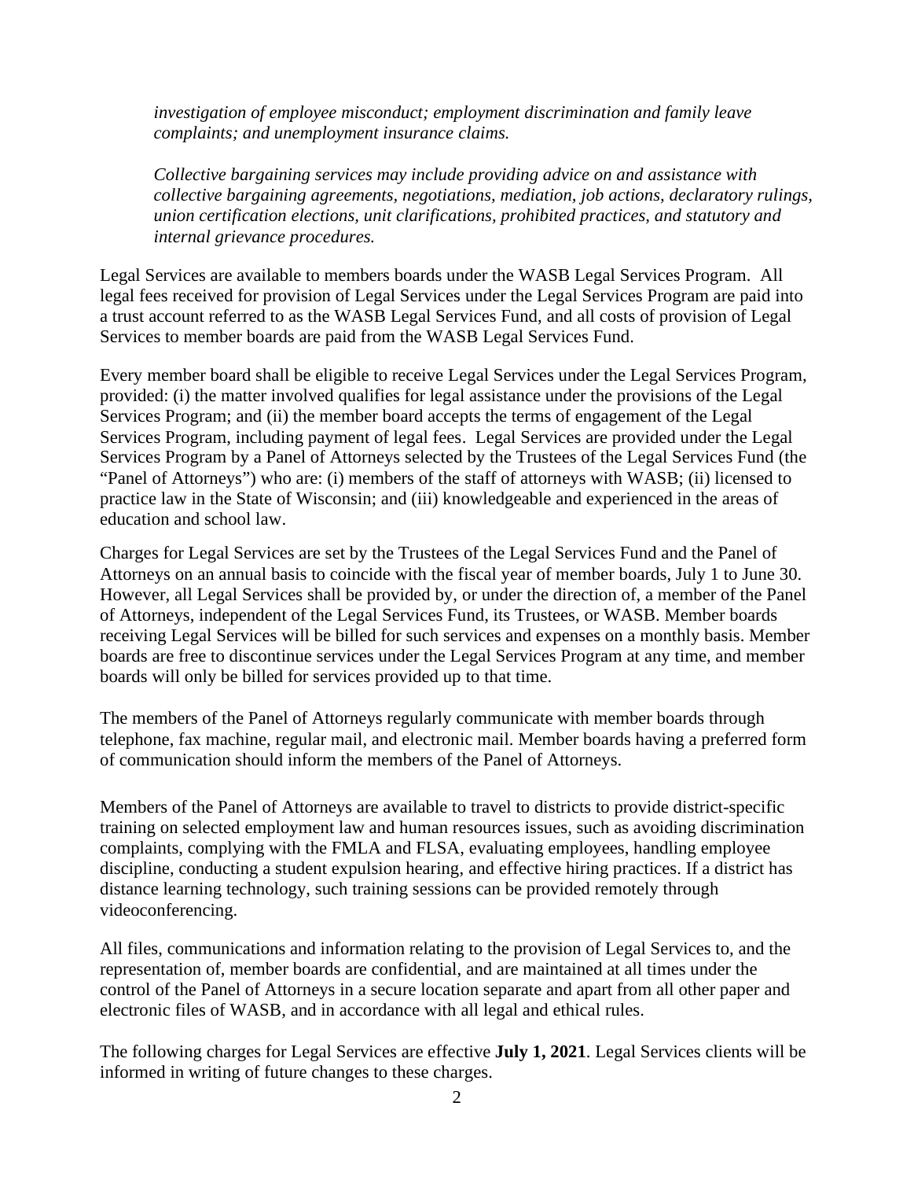*investigation of employee misconduct; employment discrimination and family leave complaints; and unemployment insurance claims.*

*Collective bargaining services may include providing advice on and assistance with collective bargaining agreements, negotiations, mediation, job actions, declaratory rulings, union certification elections, unit clarifications, prohibited practices, and statutory and internal grievance procedures.*

Legal Services are available to members boards under the WASB Legal Services Program. All legal fees received for provision of Legal Services under the Legal Services Program are paid into a trust account referred to as the WASB Legal Services Fund, and all costs of provision of Legal Services to member boards are paid from the WASB Legal Services Fund.

Every member board shall be eligible to receive Legal Services under the Legal Services Program, provided: (i) the matter involved qualifies for legal assistance under the provisions of the Legal Services Program; and (ii) the member board accepts the terms of engagement of the Legal Services Program, including payment of legal fees. Legal Services are provided under the Legal Services Program by a Panel of Attorneys selected by the Trustees of the Legal Services Fund (the "Panel of Attorneys") who are: (i) members of the staff of attorneys with WASB; (ii) licensed to practice law in the State of Wisconsin; and (iii) knowledgeable and experienced in the areas of education and school law.

Charges for Legal Services are set by the Trustees of the Legal Services Fund and the Panel of Attorneys on an annual basis to coincide with the fiscal year of member boards, July 1 to June 30. However, all Legal Services shall be provided by, or under the direction of, a member of the Panel of Attorneys, independent of the Legal Services Fund, its Trustees, or WASB. Member boards receiving Legal Services will be billed for such services and expenses on a monthly basis. Member boards are free to discontinue services under the Legal Services Program at any time, and member boards will only be billed for services provided up to that time.

The members of the Panel of Attorneys regularly communicate with member boards through telephone, fax machine, regular mail, and electronic mail. Member boards having a preferred form of communication should inform the members of the Panel of Attorneys.

Members of the Panel of Attorneys are available to travel to districts to provide district-specific training on selected employment law and human resources issues, such as avoiding discrimination complaints, complying with the FMLA and FLSA, evaluating employees, handling employee discipline, conducting a student expulsion hearing, and effective hiring practices. If a district has distance learning technology, such training sessions can be provided remotely through videoconferencing.

All files, communications and information relating to the provision of Legal Services to, and the representation of, member boards are confidential, and are maintained at all times under the control of the Panel of Attorneys in a secure location separate and apart from all other paper and electronic files of WASB, and in accordance with all legal and ethical rules.

The following charges for Legal Services are effective **July 1, 2021**. Legal Services clients will be informed in writing of future changes to these charges.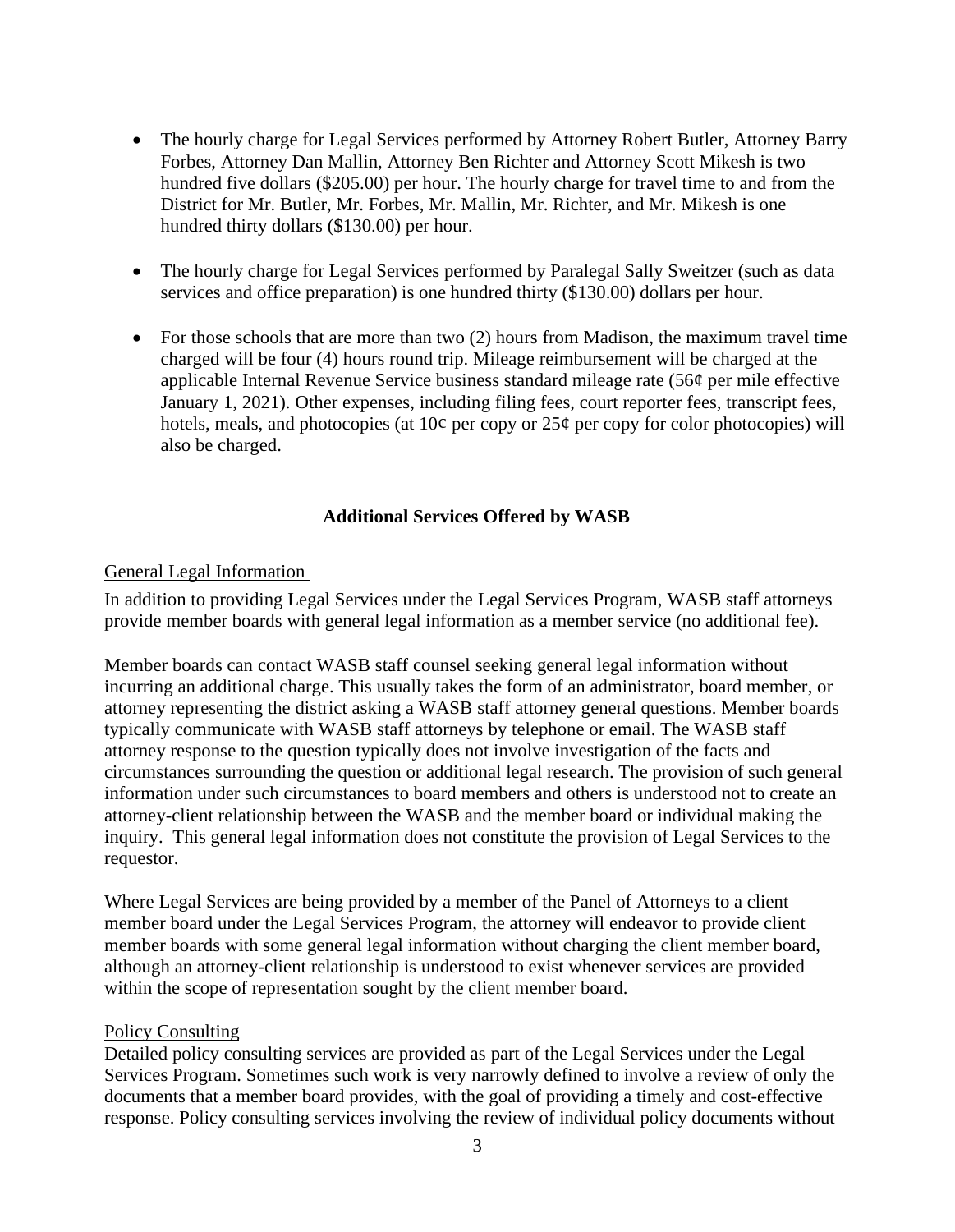- The hourly charge for Legal Services performed by Attorney Robert Butler, Attorney Barry Forbes, Attorney Dan Mallin, Attorney Ben Richter and Attorney Scott Mikesh is two hundred five dollars ($205.00) per hour. The hourly charge for travel time to and from the District for Mr. Butler, Mr. Forbes, Mr. Mallin, Mr. Richter, and Mr. Mikesh is one hundred thirty dollars ($130.00) per hour.

- The hourly charge for Legal Services performed by Paralegal Sally Sweitzer (such as data services and office preparation) is one hundred thirty ($130.00) dollars per hour.

- For those schools that are more than two (2) hours from Madison, the maximum travel time charged will be four (4) hours round trip. Mileage reimbursement will be charged at the applicable Internal Revenue Service business standard mileage rate (56¢ per mile effective January 1, 2021). Other expenses, including filing fees, court reporter fees, transcript fees, hotels, meals, and photocopies (at 10¢ per copy or 25¢ per copy for color photocopies) will also be charged.

## Additional Services Offered by WASB

General Legal Information

In addition to providing Legal Services under the Legal Services Program, WASB staff attorneys provide member boards with general legal information as a member service (no additional fee).

Member boards can contact WASB staff counsel seeking general legal information without incurring an additional charge. This usually takes the form of an administrator, board member, or attorney representing the district asking a WASB staff attorney general questions. Member boards typically communicate with WASB staff attorneys by telephone or email. The WASB staff attorney response to the question typically does not involve investigation of the facts and circumstances surrounding the question or additional legal research. The provision of such general information under such circumstances to board members and others is understood not to create an attorney-client relationship between the WASB and the member board or individual making the inquiry. This general legal information does not constitute the provision of Legal Services to the requestor.

Where Legal Services are being provided by a member of the Panel of Attorneys to a client member board under the Legal Services Program, the attorney will endeavor to provide client member boards with some general legal information without charging the client member board, although an attorney-client relationship is understood to exist whenever services are provided within the scope of representation sought by the client member board.

Policy Consulting

Detailed policy consulting services are provided as part of the Legal Services under the Legal Services Program. Sometimes such work is very narrowly defined to involve a review of only the documents that a member board provides, with the goal of providing a timely and cost-effective response. Policy consulting services involving the review of individual policy documents without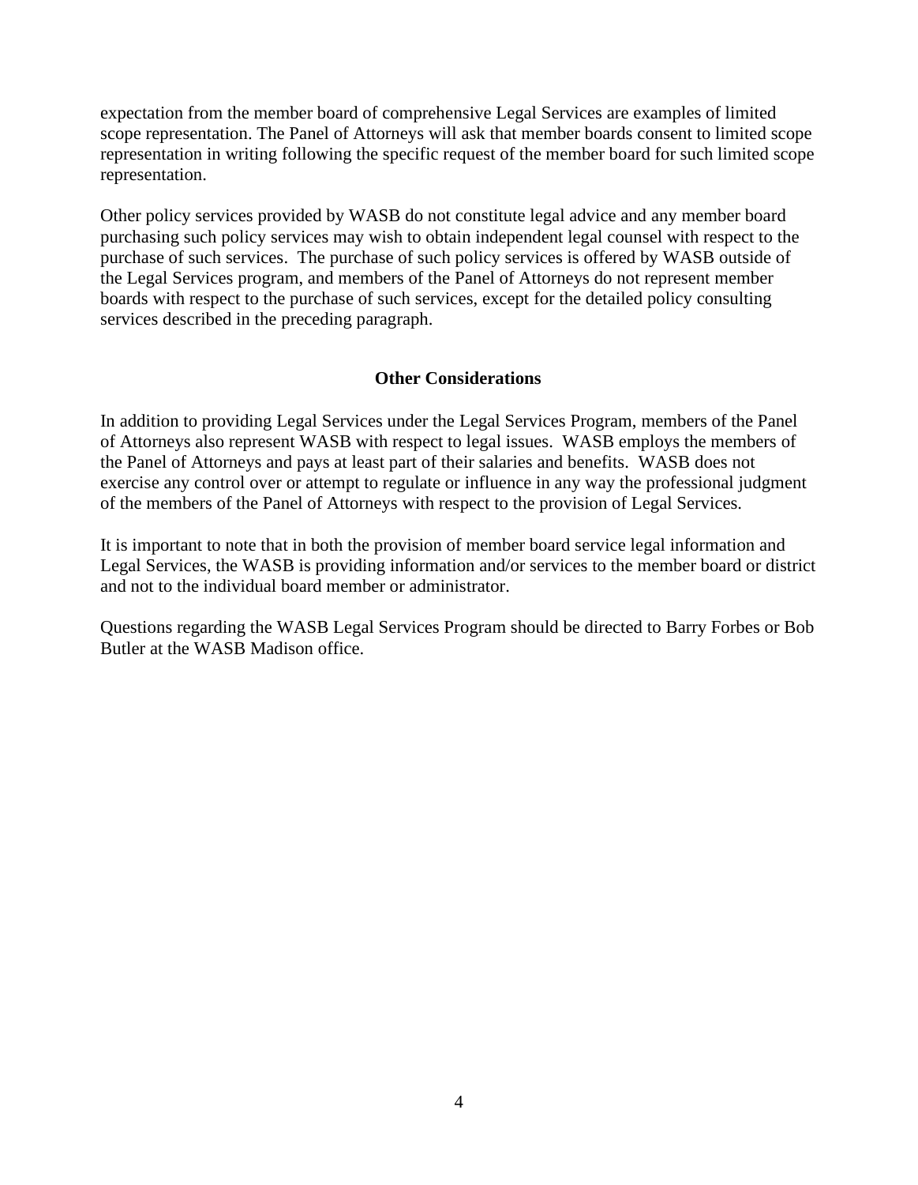expectation from the member board of comprehensive Legal Services are examples of limited scope representation. The Panel of Attorneys will ask that member boards consent to limited scope representation in writing following the specific request of the member board for such limited scope representation.

Other policy services provided by WASB do not constitute legal advice and any member board purchasing such policy services may wish to obtain independent legal counsel with respect to the purchase of such services. The purchase of such policy services is offered by WASB outside of the Legal Services program, and members of the Panel of Attorneys do not represent member boards with respect to the purchase of such services, except for the detailed policy consulting services described in the preceding paragraph.

## Other Considerations

In addition to providing Legal Services under the Legal Services Program, members of the Panel of Attorneys also represent WASB with respect to legal issues. WASB employs the members of the Panel of Attorneys and pays at least part of their salaries and benefits. WASB does not exercise any control over or attempt to regulate or influence in any way the professional judgment of the members of the Panel of Attorneys with respect to the provision of Legal Services.

It is important to note that in both the provision of member board service legal information and Legal Services, the WASB is providing information and/or services to the member board or district and not to the individual board member or administrator.

Questions regarding the WASB Legal Services Program should be directed to Barry Forbes or Bob Butler at the WASB Madison office.